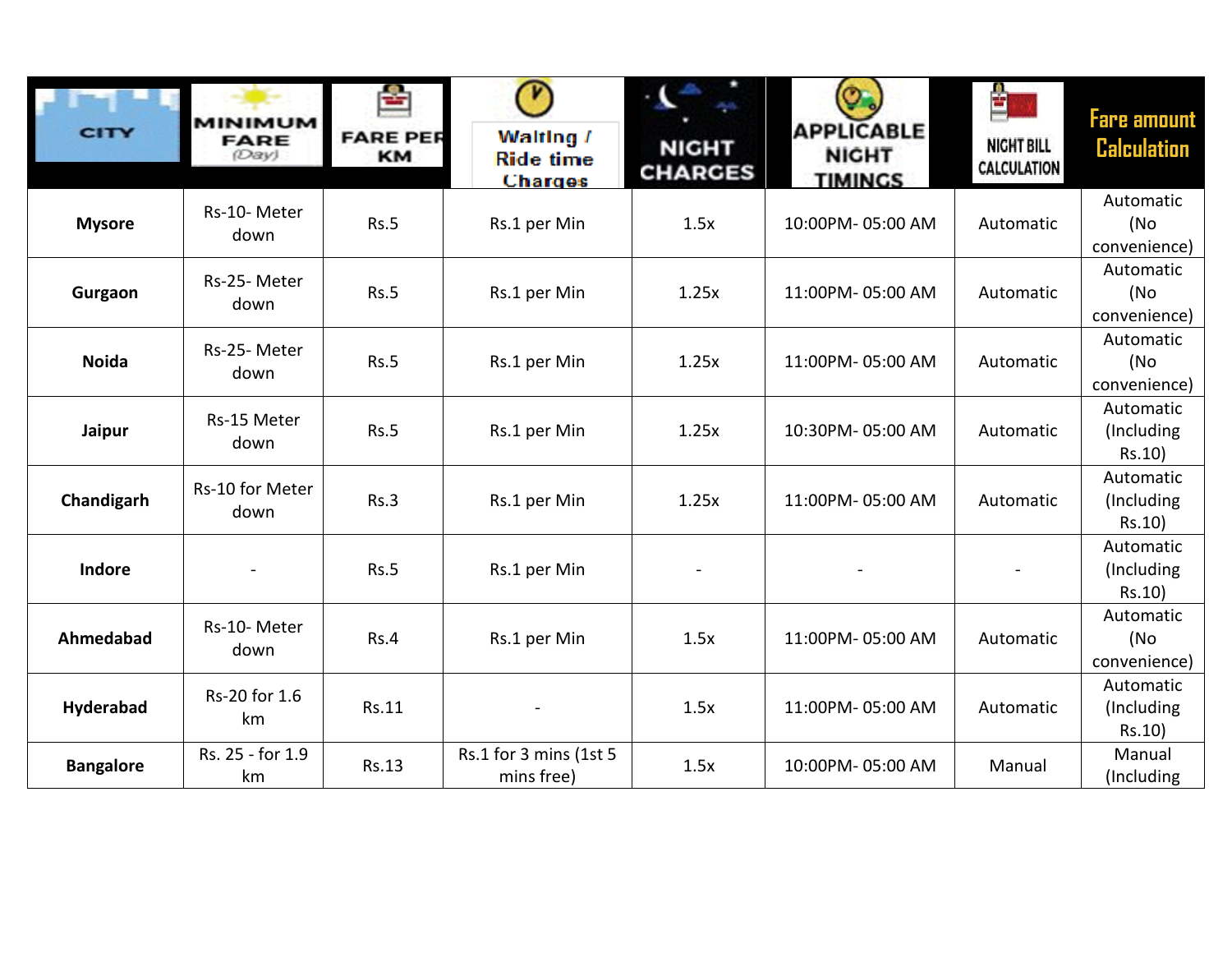| CITY | MINIMUM FARE (Day) | FARE PER KM | Waiting / Ride time Charges | NIGHT CHARGES | APPLICABLE NIGHT TIMINGS | NIGHT BILL CALCULATION | Fare amount Calculation |
|---|---|---|---|---|---|---|---|
| **Mysore** | Rs-10- Meter down | Rs.5 | Rs.1 per Min | 1.5x | 10:00PM- 05:00 AM | Automatic | Automatic (No convenience) |
| **Gurgaon** | Rs-25- Meter down | Rs.5 | Rs.1 per Min | 1.25x | 11:00PM- 05:00 AM | Automatic | Automatic (No convenience) |
| **Noida** | Rs-25- Meter down | Rs.5 | Rs.1 per Min | 1.25x | 11:00PM- 05:00 AM | Automatic | Automatic (No convenience) |
| **Jaipur** | Rs-15 Meter down | Rs.5 | Rs.1 per Min | 1.25x | 10:30PM- 05:00 AM | Automatic | Automatic (Including Rs.10) |
| **Chandigarh** | Rs-10 for Meter down | Rs.3 | Rs.1 per Min | 1.25x | 11:00PM- 05:00 AM | Automatic | Automatic (Including Rs.10) |
| **Indore** | - | Rs.5 | Rs.1 per Min | - | - | - | Automatic (Including Rs.10) |
| **Ahmedabad** | Rs-10- Meter down | Rs.4 | Rs.1 per Min | 1.5x | 11:00PM- 05:00 AM | Automatic | Automatic (No convenience) |
| **Hyderabad** | Rs-20 for 1.6 km | Rs.11 | - | 1.5x | 11:00PM- 05:00 AM | Automatic | Automatic (Including Rs.10) |
| **Bangalore** | Rs. 25 - for 1.9 km | Rs.13 | Rs.1 for 3 mins (1st 5 mins free) | 1.5x | 10:00PM- 05:00 AM | Manual | Manual (Including |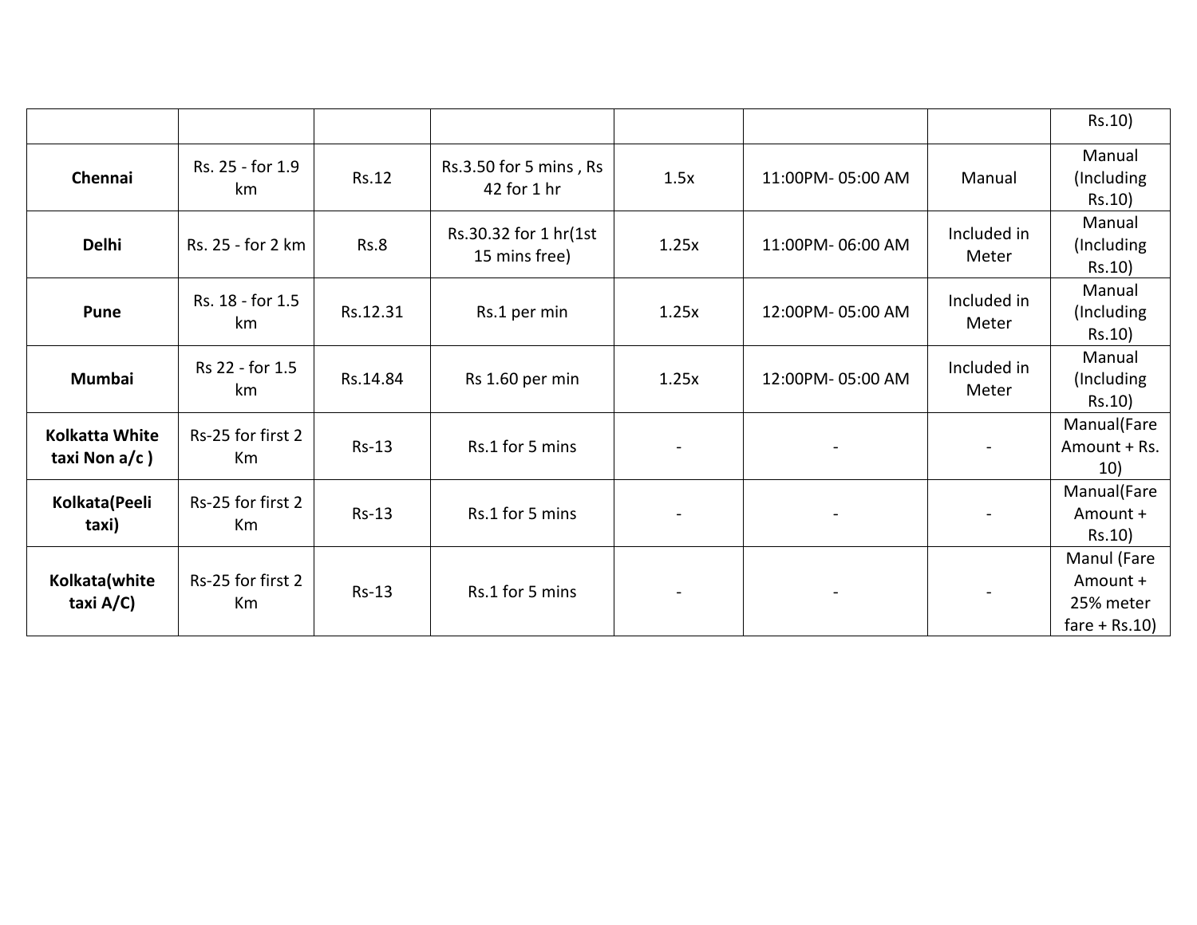| | | | | | | | |
|---|---|---|---|---|---|---|---|
| | | | | | | | Rs.10) |
| **Chennai** | Rs. 25 - for 1.9 km | Rs.12 | Rs.3.50 for 5 mins , Rs 42 for 1 hr | 1.5x | 11:00PM- 05:00 AM | Manual | Manual (Including Rs.10) |
| **Delhi** | Rs. 25 - for 2 km | Rs.8 | Rs.30.32 for 1 hr(1st 15 mins free) | 1.25x | 11:00PM- 06:00 AM | Included in Meter | Manual (Including Rs.10) |
| **Pune** | Rs. 18 - for 1.5 km | Rs.12.31 | Rs.1 per min | 1.25x | 12:00PM- 05:00 AM | Included in Meter | Manual (Including Rs.10) |
| **Mumbai** | Rs 22 - for 1.5 km | Rs.14.84 | Rs 1.60 per min | 1.25x | 12:00PM- 05:00 AM | Included in Meter | Manual (Including Rs.10) |
| **Kolkatta White taxi Non a/c )** | Rs-25 for first 2 Km | Rs-13 | Rs.1 for 5 mins | - | - | - | Manual(Fare Amount + Rs. 10) |
| **Kolkata(Peeli taxi)** | Rs-25 for first 2 Km | Rs-13 | Rs.1 for 5 mins | - | - | - | Manual(Fare Amount + Rs.10) |
| **Kolkata(white taxi A/C)** | Rs-25 for first 2 Km | Rs-13 | Rs.1 for 5 mins | - | - | - | Manul (Fare Amount + 25% meter fare + Rs.10) |